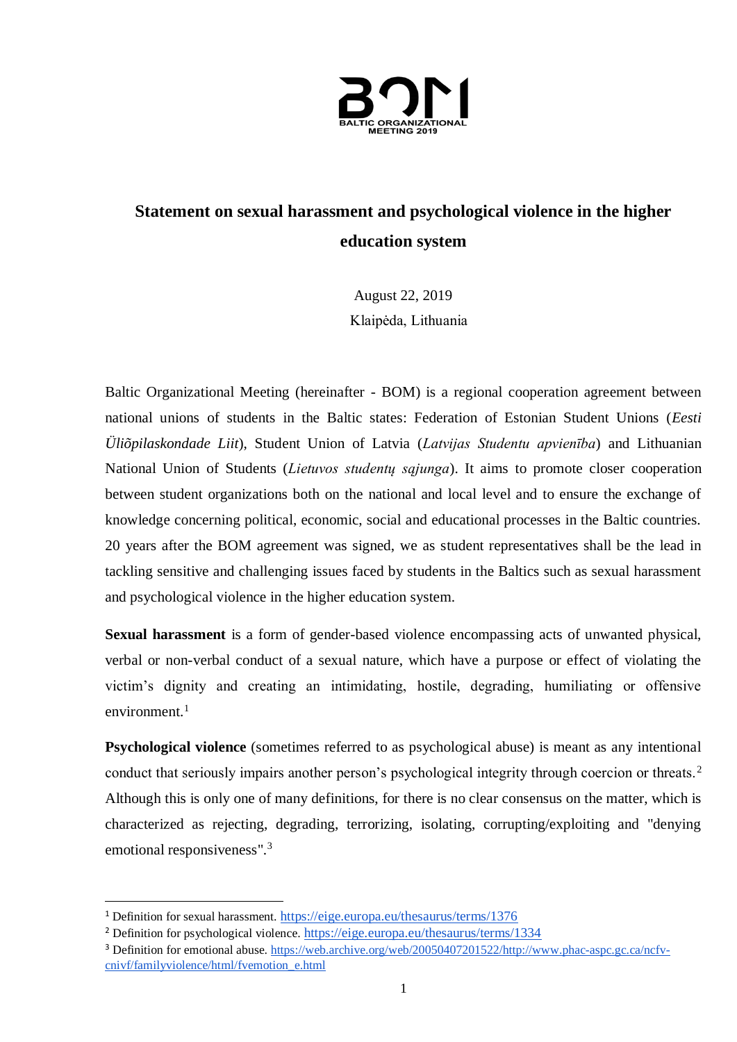BOM
BALTIC ORGANIZATIONAL MEETING 2019

# Statement on sexual harassment and psychological violence in the higher education system

August 22, 2019
Klaipėda, Lithuania

Baltic Organizational Meeting (hereinafter - BOM) is a regional cooperation agreement between national unions of students in the Baltic states: Federation of Estonian Student Unions (*Eesti Üliõpilaskondade Liit*), Student Union of Latvia (*Latvijas Studentu apvienība*) and Lithuanian National Union of Students (*Lietuvos studentų sąjunga*). It aims to promote closer cooperation between student organizations both on the national and local level and to ensure the exchange of knowledge concerning political, economic, social and educational processes in the Baltic countries. 20 years after the BOM agreement was signed, we as student representatives shall be the lead in tackling sensitive and challenging issues faced by students in the Baltics such as sexual harassment and psychological violence in the higher education system.

**Sexual harassment** is a form of gender-based violence encompassing acts of unwanted physical, verbal or non-verbal conduct of a sexual nature, which have a purpose or effect of violating the victim's dignity and creating an intimidating, hostile, degrading, humiliating or offensive environment.[1]

**Psychological violence** (sometimes referred to as psychological abuse) is meant as any intentional conduct that seriously impairs another person's psychological integrity through coercion or threats.[2] Although this is only one of many definitions, for there is no clear consensus on the matter, which is characterized as rejecting, degrading, terrorizing, isolating, corrupting/exploiting and "denying emotional responsiveness".[3]

---

[1] Definition for sexual harassment. https://eige.europa.eu/thesaurus/terms/1376

[2] Definition for psychological violence. https://eige.europa.eu/thesaurus/terms/1334

[3] Definition for emotional abuse. https://web.archive.org/web/20050407201522/http://www.phac-aspc.gc.ca/ncfv-cnivf/familyviolence/html/fvemotion_e.html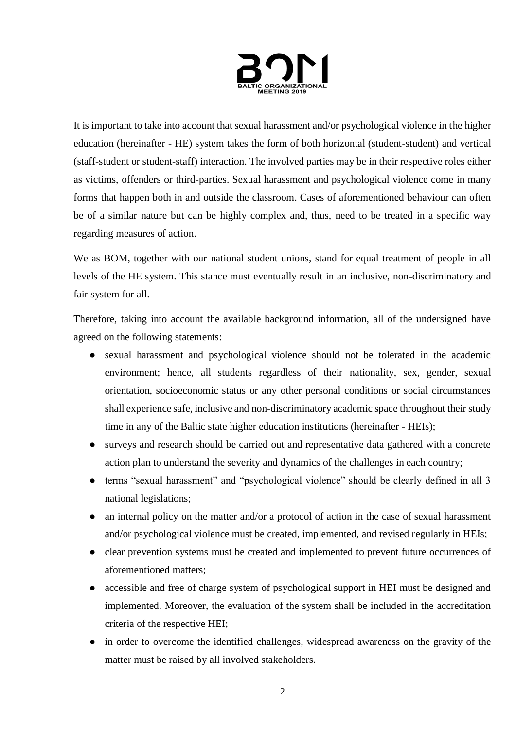It is important to take into account that sexual harassment and/or psychological violence in the higher education (hereinafter - HE) system takes the form of both horizontal (student-student) and vertical (staff-student or student-staff) interaction. The involved parties may be in their respective roles either as victims, offenders or third-parties. Sexual harassment and psychological violence come in many forms that happen both in and outside the classroom. Cases of aforementioned behaviour can often be of a similar nature but can be highly complex and, thus, need to be treated in a specific way regarding measures of action.

We as BOM, together with our national student unions, stand for equal treatment of people in all levels of the HE system. This stance must eventually result in an inclusive, non-discriminatory and fair system for all.

Therefore, taking into account the available background information, all of the undersigned have agreed on the following statements:

- sexual harassment and psychological violence should not be tolerated in the academic environment; hence, all students regardless of their nationality, sex, gender, sexual orientation, socioeconomic status or any other personal conditions or social circumstances shall experience safe, inclusive and non-discriminatory academic space throughout their study time in any of the Baltic state higher education institutions (hereinafter - HEIs);
- surveys and research should be carried out and representative data gathered with a concrete action plan to understand the severity and dynamics of the challenges in each country;
- terms "sexual harassment" and "psychological violence" should be clearly defined in all 3 national legislations;
- an internal policy on the matter and/or a protocol of action in the case of sexual harassment and/or psychological violence must be created, implemented, and revised regularly in HEIs;
- clear prevention systems must be created and implemented to prevent future occurrences of aforementioned matters;
- accessible and free of charge system of psychological support in HEI must be designed and implemented. Moreover, the evaluation of the system shall be included in the accreditation criteria of the respective HEI;
- in order to overcome the identified challenges, widespread awareness on the gravity of the matter must be raised by all involved stakeholders.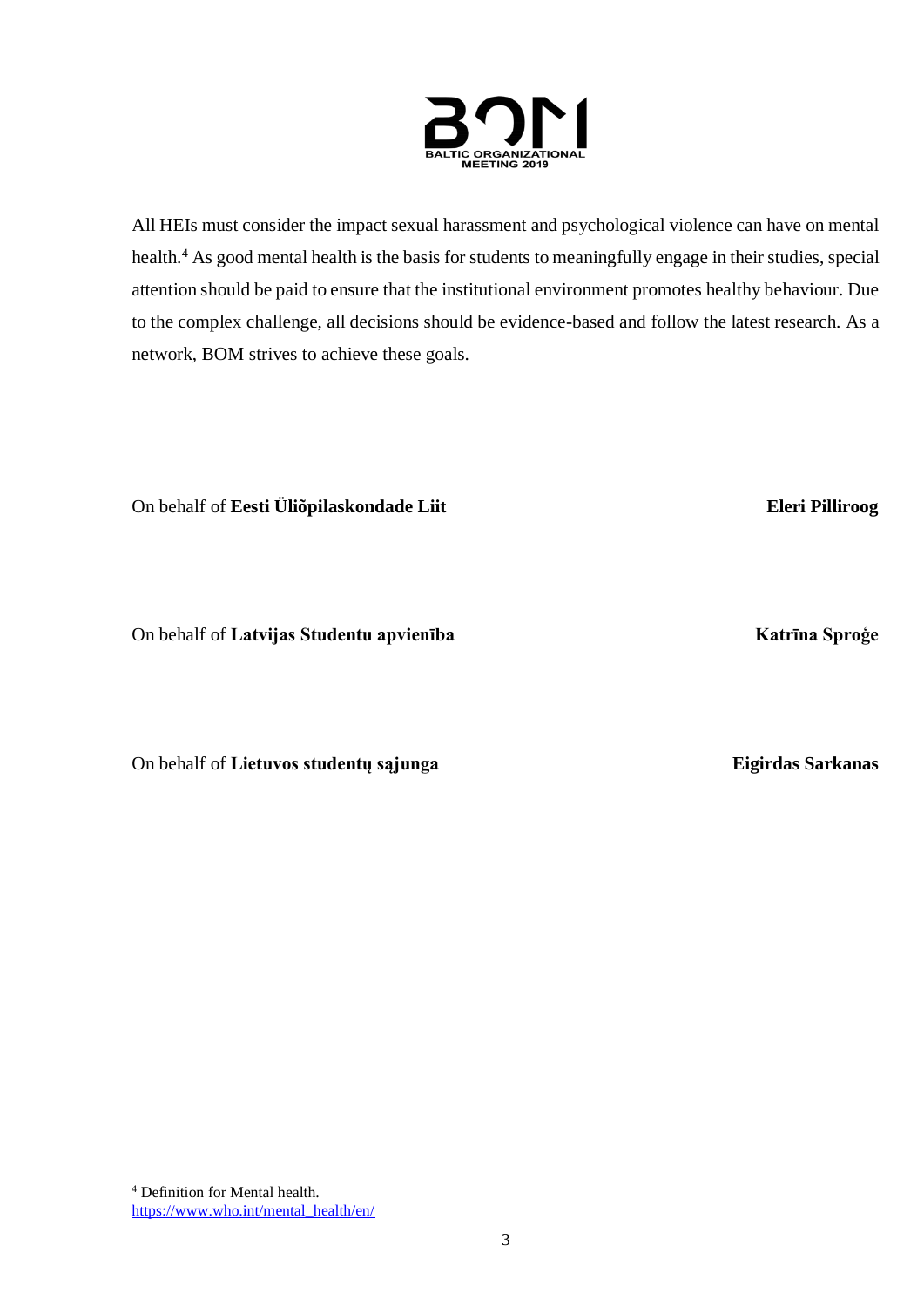All HEIs must consider the impact sexual harassment and psychological violence can have on mental health.[4] As good mental health is the basis for students to meaningfully engage in their studies, special attention should be paid to ensure that the institutional environment promotes healthy behaviour. Due to the complex challenge, all decisions should be evidence-based and follow the latest research. As a network, BOM strives to achieve these goals.

On behalf of **Eesti Üliõpilaskondade Liit** **Eleri Pilliroog**

On behalf of **Latvijas Studentu apvienība** **Katrīna Sproģe**

On behalf of **Lietuvos studentų sąjunga** **Eigirdas Sarkanas**

---

[4] Definition for Mental health.
https://www.who.int/mental_health/en/